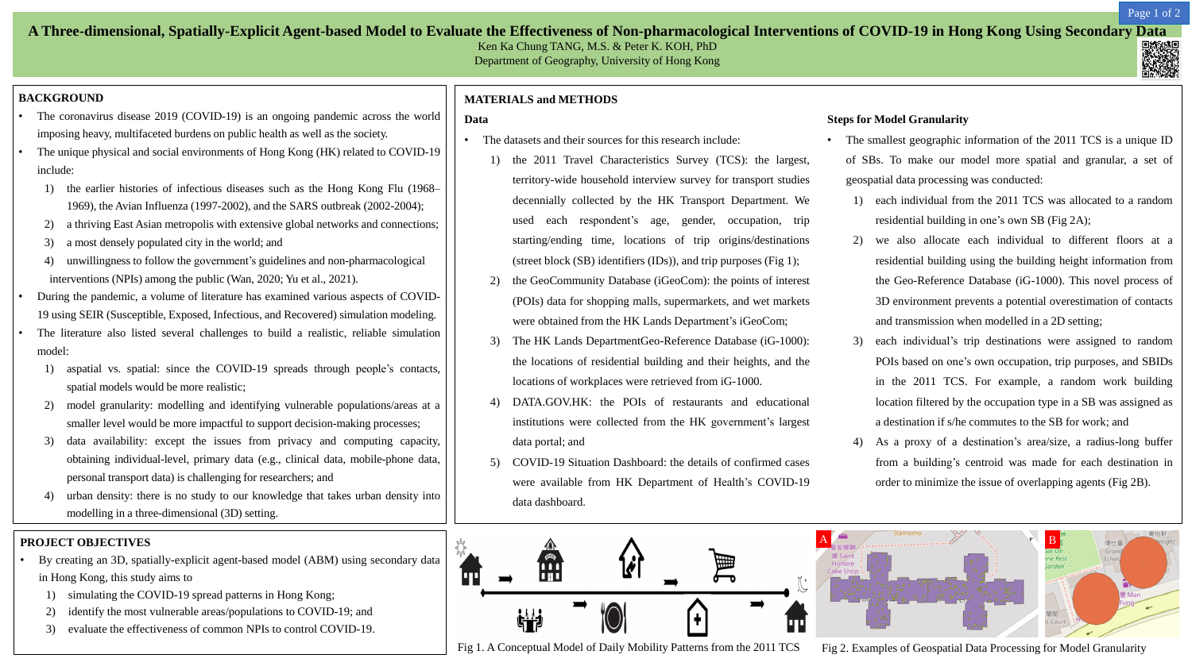# A Three-dimensional, Spatially-Explicit Agent-based Model to Evaluate the Effectiveness of Non-pharmacological Interventions of COVID-19 in Hong Kong Using Secondary Data

Ken Ka Chung TANG, M.S. & Peter K. KOH, PhD

Department of Geography, University of Hong Kong

## BACKGROUND

- The coronavirus disease 2019 (COVID-19) is an ongoing pandemic across the world imposing heavy, multifaceted burdens on public health as well as the society.
- The unique physical and social environments of Hong Kong (HK) related to COVID-19 include:
  1) the earlier histories of infectious diseases such as the Hong Kong Flu (1968–1969), the Avian Influenza (1997-2002), and the SARS outbreak (2002-2004);
  2) a thriving East Asian metropolis with extensive global networks and connections;
  3) a most densely populated city in the world; and
  4) unwillingness to follow the government's guidelines and non-pharmacological interventions (NPIs) among the public (Wan, 2020; Yu et al., 2021).
- During the pandemic, a volume of literature has examined various aspects of COVID-19 using SEIR (Susceptible, Exposed, Infectious, and Recovered) simulation modeling.
- The literature also listed several challenges to build a realistic, reliable simulation model:
  1) aspatial vs. spatial: since the COVID-19 spreads through people's contacts, spatial models would be more realistic;
  2) model granularity: modelling and identifying vulnerable populations/areas at a smaller level would be more impactful to support decision-making processes;
  3) data availability: except the issues from privacy and computing capacity, obtaining individual-level, primary data (e.g., clinical data, mobile-phone data, personal transport data) is challenging for researchers; and
  4) urban density: there is no study to our knowledge that takes urban density into modelling in a three-dimensional (3D) setting.

## PROJECT OBJECTIVES

- By creating an 3D, spatially-explicit agent-based model (ABM) using secondary data in Hong Kong, this study aims to
  1) simulating the COVID-19 spread patterns in Hong Kong;
  2) identify the most vulnerable areas/populations to COVID-19; and
  3) evaluate the effectiveness of common NPIs to control COVID-19.

## MATERIALS and METHODS

### Data

- The datasets and their sources for this research include:
  1) the 2011 Travel Characteristics Survey (TCS): the largest, territory-wide household interview survey for transport studies decennially collected by the HK Transport Department. We used each respondent's age, gender, occupation, trip starting/ending time, locations of trip origins/destinations (street block (SB) identifiers (IDs)), and trip purposes (Fig 1);
  2) the GeoCommunity Database (iGeoCom): the points of interest (POIs) data for shopping malls, supermarkets, and wet markets were obtained from the HK Lands Department's iGeoCom;
  3) The HK Lands DepartmentGeo-Reference Database (iG-1000): the locations of residential building and their heights, and the locations of workplaces were retrieved from iG-1000.
  4) DATA.GOV.HK: the POIs of restaurants and educational institutions were collected from the HK government's largest data portal; and
  5) COVID-19 Situation Dashboard: the details of confirmed cases were available from HK Department of Health's COVID-19 data dashboard.

### Steps for Model Granularity

- The smallest geographic information of the 2011 TCS is a unique ID of SBs. To make our model more spatial and granular, a set of geospatial data processing was conducted:
  1) each individual from the 2011 TCS was allocated to a random residential building in one's own SB (Fig 2A);
  2) we also allocate each individual to different floors at a residential building using the building height information from the Geo-Reference Database (iG-1000). This novel process of 3D environment prevents a potential overestimation of contacts and transmission when modelled in a 2D setting;
  3) each individual's trip destinations were assigned to random POIs based on one's own occupation, trip purposes, and SBIDs in the 2011 TCS. For example, a random work building location filtered by the occupation type in a SB was assigned as a destination if s/he commutes to the SB for work; and
  4) As a proxy of a destination's area/size, a radius-long buffer from a building's centroid was made for each destination in order to minimize the issue of overlapping agents (Fig 2B).

Fig 1. A Conceptual Model of Daily Mobility Patterns from the 2011 TCS

Fig 2. Examples of Geospatial Data Processing for Model Granularity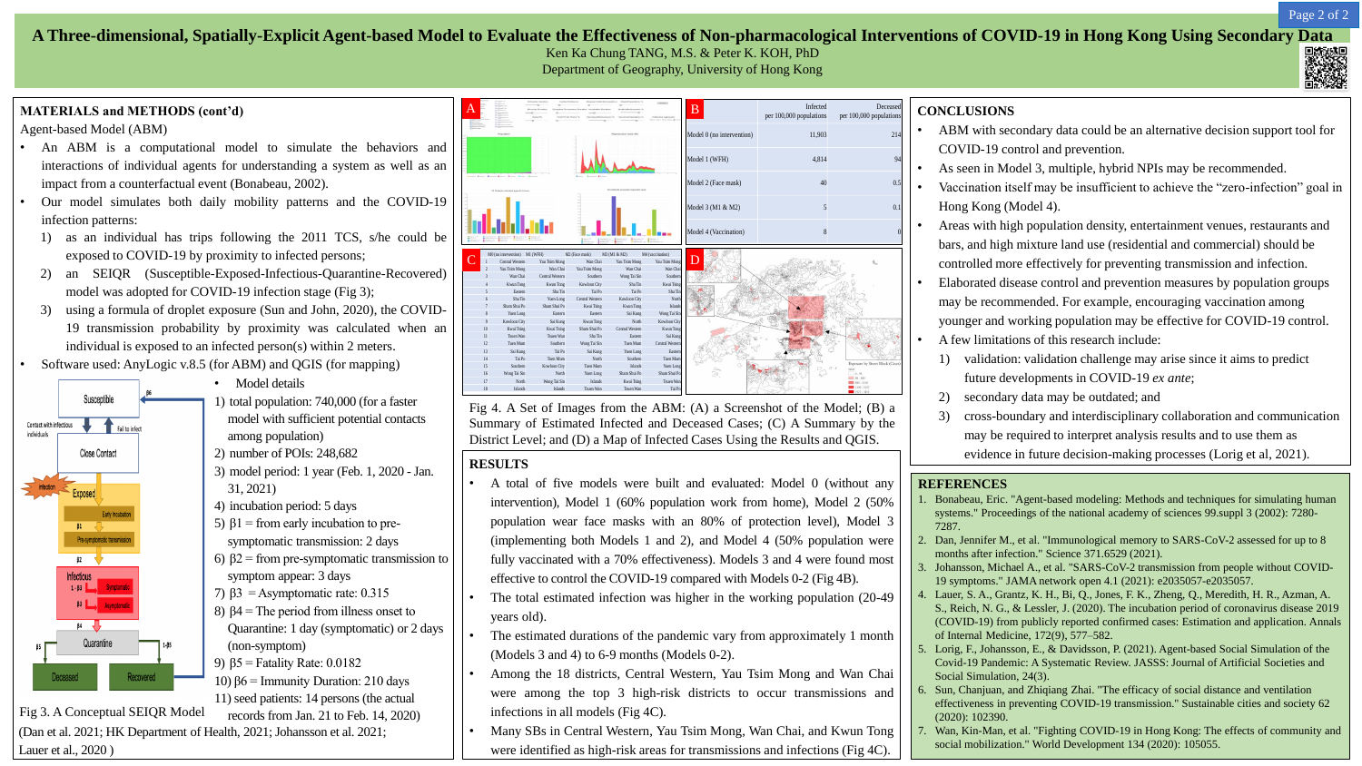# A Three-dimensional, Spatially-Explicit Agent-based Model to Evaluate the Effectiveness of Non-pharmacological Interventions of COVID-19 in Hong Kong Using Secondary Data

Ken Ka Chung TANG, M.S. & Peter K. KOH, PhD

Department of Geography, University of Hong Kong

## MATERIALS and METHODS (cont'd)

Agent-based Model (ABM)

- An ABM is a computational model to simulate the behaviors and interactions of individual agents for understanding a system as well as an impact from a counterfactual event (Bonabeau, 2002).
- Our model simulates both daily mobility patterns and the COVID-19 infection patterns:
  1) as an individual has trips following the 2011 TCS, s/he could be exposed to COVID-19 by proximity to infected persons;
  2) an SEIQR (Susceptible-Exposed-Infectious-Quarantine-Recovered) model was adopted for COVID-19 infection stage (Fig 3);
  3) using a formula of droplet exposure (Sun and John, 2020), the COVID-19 transmission probability by proximity was calculated when an individual is exposed to an infected person(s) within 2 meters.
- Software used: AnyLogic v.8.5 (for ABM) and QGIS (for mapping)

Susceptible

Contact with infectious individuals

Fail to infect

Close Contact

Infection

Exposed

Early incubation

β1

Pre-symptomatic transmission

β2

Infectious

1 - β3

Symptomatic

β3

Asymptomatic

β4

β6

β5

Quarantine

1-β5

Deceased

Recovered

Fig 3. A Conceptual SEIQR Model

- Model details

1) total population: 740,000 (for a faster model with sufficient potential contacts among population)
2) number of POIs: 248,682
3) model period: 1 year (Feb. 1, 2020 - Jan. 31, 2021)
4) incubation period: 5 days
5) $\beta 1$ = from early incubation to pre-symptomatic transmission: 2 days
6) $\beta 2$ = from pre-symptomatic transmission to symptom appear: 3 days
7) $\beta 3$ = Asymptomatic rate: 0.315
8) $\beta 4$ = The period from illness onset to Quarantine: 1 day (symptomatic) or 2 days (non-symptom)
9) $\beta 5$ = Fatality Rate: 0.0182
10) $\beta 6$ = Immunity Duration: 210 days
11) seed patients: 14 persons (the actual records from Jan. 21 to Feb. 14, 2020)

(Dan et al. 2021; HK Department of Health, 2021; Johansson et al. 2021; Lauer et al., 2020 )

A

B

| | Infected per 100,000 populations | Deceased per 100,000 populations |
|---|---|---|
| Model 0 (no intervention) | 11,903 | 214 |
| Model 1 (WFH) | 4,814 | 94 |
| Model 2 (Face mask) | 40 | 0.5 |
| Model 3 (M1 & M2) | 5 | 0.1 |
| Model 4 (Vaccination) | 8 | 0 |

C

| | M0 (no intervention) | M1 (WFH) | M2 (Face mask) | M3 (M1 & M2) | M4 (vaccination) |
|---|---|---|---|---|---|
| 1 | Central Western | Yau Tsim Mong | Wan Chai | Yau Tsim Mong | Yau Tsim Mong |
| 2 | Yau Tsim Mong | Wan Chai | Yau Tsim Mong | Wan Chai | Wan Chai |
| 3 | Wan Chai | Central Western | Southern | Wong Tai Sin | Southern |
| 4 | Kwun Tong | Kwun Tong | Kowloon City | Sha Tin | Kwai Tsing |
| 5 | Eastern | Sha Tin | Tai Po | Tai Po | Sha Tin |
| 6 | Sha Tin | Yuen Long | Central Western | Kowloon City | North |
| 7 | Sham Shui Po | Sham Shui Po | Kwai Tsing | Kwun Tong | Islands |
| 8 | Yuen Long | Eastern | Eastern | Sai Kung | Wong Tai Sin |
| 9 | Kowloon City | Sai Kung | Kwun Tong | North | Kowloon City |
| 10 | Kwai Tsing | Kwai Tsing | Sham Shui Po | Central Western | Kwun Tong |
| 11 | Tsuen Wan | Tsuen Wan | Sha Tin | Eastern | Sai Kung |
| 12 | Tuen Mun | Southern | Wong Tai Sin | Tuen Mun | Central Western |
| 13 | Sai Kung | Tai Po | Sai Kung | Yuen Long | Eastern |
| 14 | Tai Po | Tuen Mun | North | Southern | Tuen Mun |
| 15 | Southern | Kowloon City | Tuen Mun | Islands | Yuen Long |
| 16 | Wong Tai Sin | North | Yuen Long | Sham Shui Po | Sham Shui Po |
| 17 | North | Wong Tai Sin | Islands | Kwai Tsing | Tsuen Wan |
| 18 | Islands | Islands | Tsuen Wan | Tsuen Wan | Tai Po |

D

Fig 4. A Set of Images from the ABM: (A) a Screenshot of the Model; (B) a Summary of Estimated Infected and Deceased Cases; (C) A Summary by the District Level; and (D) a Map of Infected Cases Using the Results and QGIS.

## RESULTS

- A total of five models were built and evaluated: Model 0 (without any intervention), Model 1 (60% population work from home), Model 2 (50% population wear face masks with an 80% of protection level), Model 3 (implementing both Models 1 and 2), and Model 4 (50% population were fully vaccinated with a 70% effectiveness). Models 3 and 4 were found most effective to control the COVID-19 compared with Models 0-2 (Fig 4B).
- The total estimated infection was higher in the working population (20-49 years old).
- The estimated durations of the pandemic vary from approximately 1 month (Models 3 and 4) to 6-9 months (Models 0-2).
- Among the 18 districts, Central Western, Yau Tsim Mong and Wan Chai were among the top 3 high-risk districts to occur transmissions and infections in all models (Fig 4C).
- Many SBs in Central Western, Yau Tsim Mong, Wan Chai, and Kwun Tong were identified as high-risk areas for transmissions and infections (Fig 4C).

## CONCLUSIONS

- ABM with secondary data could be an alternative decision support tool for COVID-19 control and prevention.
- As seen in Model 3, multiple, hybrid NPIs may be recommended.
- Vaccination itself may be insufficient to achieve the "zero-infection" goal in Hong Kong (Model 4).
- Areas with high population density, entertainment venues, restaurants and bars, and high mixture land use (residential and commercial) should be controlled more effectively for preventing transmission and infection.
- Elaborated disease control and prevention measures by population groups may be recommended. For example, encouraging vaccination among younger and working population may be effective for COVID-19 control.
- A few limitations of this research include:
  1) validation: validation challenge may arise since it aims to predict future developments in COVID-19 *ex ante*;
  2) secondary data may be outdated; and
  3) cross-boundary and interdisciplinary collaboration and communication may be required to interpret analysis results and to use them as evidence in future decision-making processes (Lorig et al, 2021).

## REFERENCES

1. Bonabeau, Eric. "Agent-based modeling: Methods and techniques for simulating human systems." Proceedings of the national academy of sciences 99.suppl 3 (2002): 7280-7287.
2. Dan, Jennifer M., et al. "Immunological memory to SARS-CoV-2 assessed for up to 8 months after infection." Science 371.6529 (2021).
3. Johansson, Michael A., et al. "SARS-CoV-2 transmission from people without COVID-19 symptoms." JAMA network open 4.1 (2021): e2035057-e2035057.
4. Lauer, S. A., Grantz, K. H., Bi, Q., Jones, F. K., Zheng, Q., Meredith, H. R., Azman, A. S., Reich, N. G., & Lessler, J. (2020). The incubation period of coronavirus disease 2019 (COVID-19) from publicly reported confirmed cases: Estimation and application. Annals of Internal Medicine, 172(9), 577–582.
5. Lorig, F., Johansson, E., & Davidsson, P. (2021). Agent-based Social Simulation of the Covid-19 Pandemic: A Systematic Review. JASSS: Journal of Artificial Societies and Social Simulation, 24(3).
6. Sun, Chanjuan, and Zhiqiang Zhai. "The efficacy of social distance and ventilation effectiveness in preventing COVID-19 transmission." Sustainable cities and society 62 (2020): 102390.
7. Wan, Kin-Man, et al. "Fighting COVID-19 in Hong Kong: The effects of community and social mobilization." World Development 134 (2020): 105055.